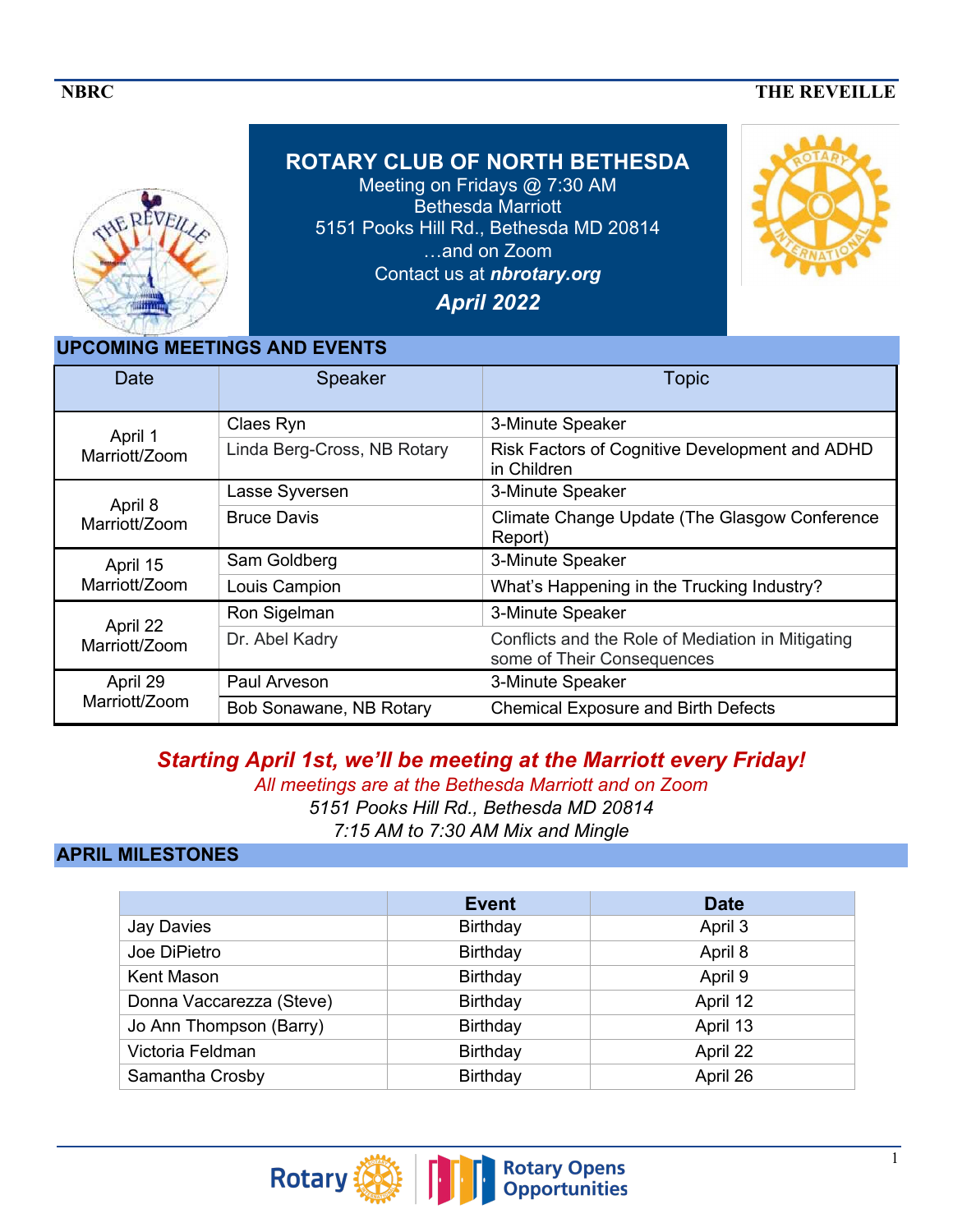# ROTARY CLUB OF NORTH BETHESDA

Meeting on Fridays @ 7:30 AM
Bethesda Marriott
5151 Pooks Hill Rd., Bethesda MD 20814
…and on Zoom
Contact us at ***nbrotary.org***

***April 2022***

## UPCOMING MEETINGS AND EVENTS

| Date | Speaker | Topic |
|---|---|---|
| April 1 Marriott/Zoom | Claes Ryn | 3-Minute Speaker |
| | Linda Berg-Cross, NB Rotary | Risk Factors of Cognitive Development and ADHD in Children |
| April 8 Marriott/Zoom | Lasse Syversen | 3-Minute Speaker |
| | Bruce Davis | Climate Change Update (The Glasgow Conference Report) |
| April 15 Marriott/Zoom | Sam Goldberg | 3-Minute Speaker |
| | Louis Campion | What's Happening in the Trucking Industry? |
| April 22 Marriott/Zoom | Ron Sigelman | 3-Minute Speaker |
| | Dr. Abel Kadry | Conflicts and the Role of Mediation in Mitigating some of Their Consequences |
| April 29 Marriott/Zoom | Paul Arveson | 3-Minute Speaker |
| | Bob Sonawane, NB Rotary | Chemical Exposure and Birth Defects |

***Starting April 1st, we'll be meeting at the Marriott every Friday!***

*All meetings are at the Bethesda Marriott and on Zoom*
*5151 Pooks Hill Rd., Bethesda MD 20814*
*7:15 AM to 7:30 AM Mix and Mingle*

## APRIL MILESTONES

| | Event | Date |
|---|---|---|
| Jay Davies | Birthday | April 3 |
| Joe DiPietro | Birthday | April 8 |
| Kent Mason | Birthday | April 9 |
| Donna Vaccarezza (Steve) | Birthday | April 12 |
| Jo Ann Thompson (Barry) | Birthday | April 13 |
| Victoria Feldman | Birthday | April 22 |
| Samantha Crosby | Birthday | April 26 |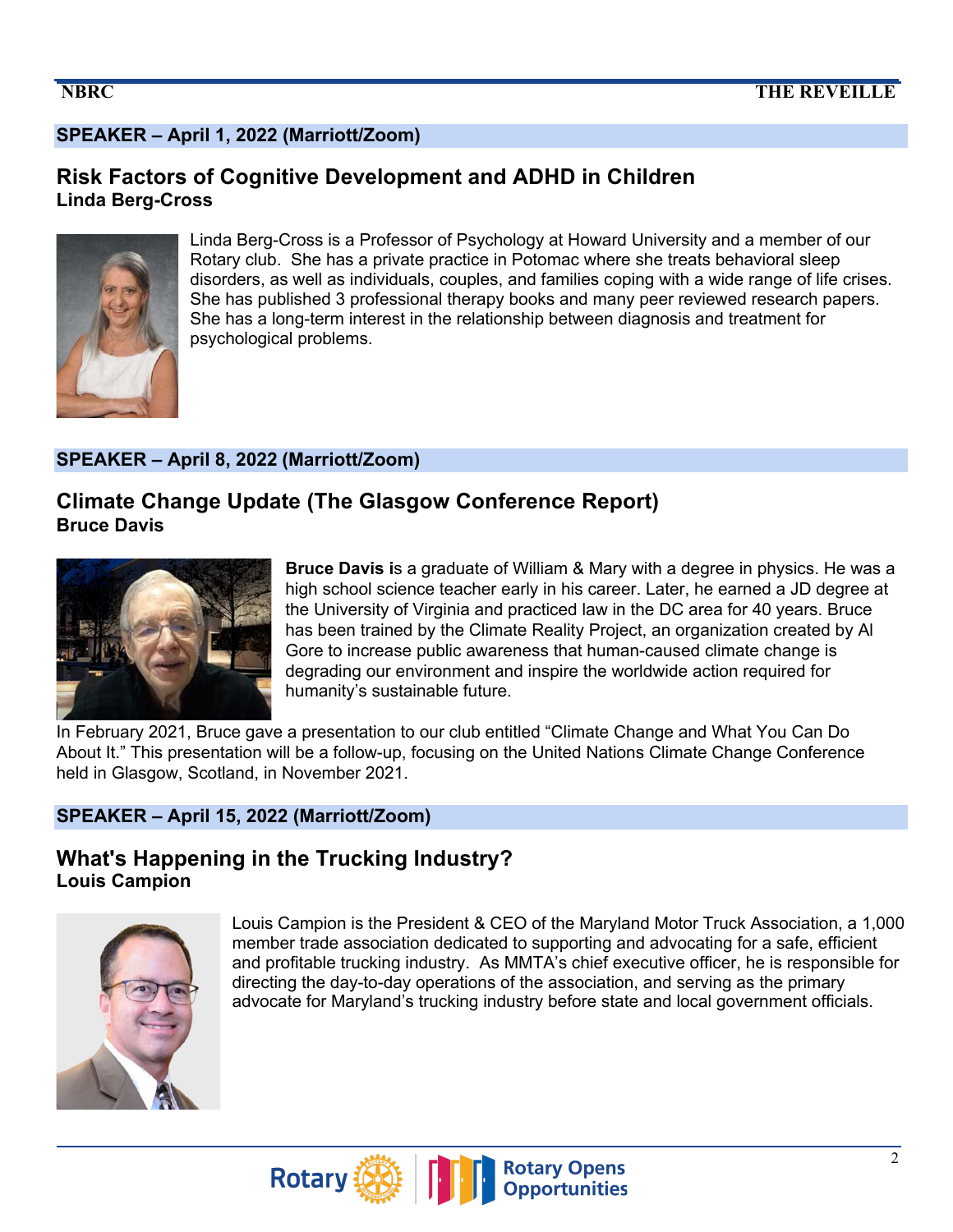## SPEAKER – April 1, 2022 (Marriott/Zoom)

### Risk Factors of Cognitive Development and ADHD in Children

**Linda Berg-Cross**

Linda Berg-Cross is a Professor of Psychology at Howard University and a member of our Rotary club. She has a private practice in Potomac where she treats behavioral sleep disorders, as well as individuals, couples, and families coping with a wide range of life crises. She has published 3 professional therapy books and many peer reviewed research papers. She has a long-term interest in the relationship between diagnosis and treatment for psychological problems.

## SPEAKER – April 8, 2022 (Marriott/Zoom)

### Climate Change Update (The Glasgow Conference Report)

**Bruce Davis**

**Bruce Davis i**s a graduate of William & Mary with a degree in physics. He was a high school science teacher early in his career. Later, he earned a JD degree at the University of Virginia and practiced law in the DC area for 40 years. Bruce has been trained by the Climate Reality Project, an organization created by Al Gore to increase public awareness that human-caused climate change is degrading our environment and inspire the worldwide action required for humanity's sustainable future.

In February 2021, Bruce gave a presentation to our club entitled "Climate Change and What You Can Do About It." This presentation will be a follow-up, focusing on the United Nations Climate Change Conference held in Glasgow, Scotland, in November 2021.

## SPEAKER – April 15, 2022 (Marriott/Zoom)

### What's Happening in the Trucking Industry?

**Louis Campion**

Louis Campion is the President & CEO of the Maryland Motor Truck Association, a 1,000 member trade association dedicated to supporting and advocating for a safe, efficient and profitable trucking industry. As MMTA's chief executive officer, he is responsible for directing the day-to-day operations of the association, and serving as the primary advocate for Maryland's trucking industry before state and local government officials.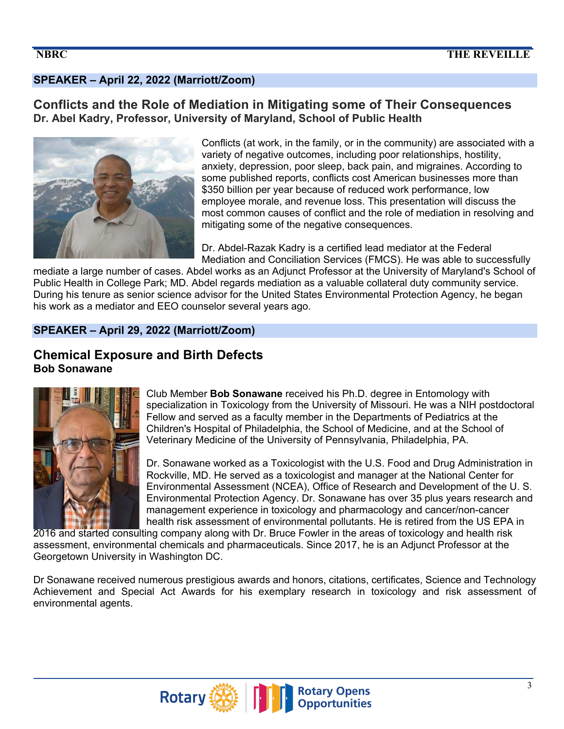**SPEAKER – April 22, 2022 (Marriott/Zoom)**

## Conflicts and the Role of Mediation in Mitigating some of Their Consequences

**Dr. Abel Kadry, Professor, University of Maryland, School of Public Health**

Conflicts (at work, in the family, or in the community) are associated with a variety of negative outcomes, including poor relationships, hostility, anxiety, depression, poor sleep, back pain, and migraines. According to some published reports, conflicts cost American businesses more than $350 billion per year because of reduced work performance, low employee morale, and revenue loss. This presentation will discuss the most common causes of conflict and the role of mediation in resolving and mitigating some of the negative consequences.

Dr. Abdel-Razak Kadry is a certified lead mediator at the Federal Mediation and Conciliation Services (FMCS). He was able to successfully mediate a large number of cases. Abdel works as an Adjunct Professor at the University of Maryland's School of Public Health in College Park; MD. Abdel regards mediation as a valuable collateral duty community service. During his tenure as senior science advisor for the United States Environmental Protection Agency, he began his work as a mediator and EEO counselor several years ago.

**SPEAKER – April 29, 2022 (Marriott/Zoom)**

## Chemical Exposure and Birth Defects

**Bob Sonawane**

Club Member **Bob Sonawane** received his Ph.D. degree in Entomology with specialization in Toxicology from the University of Missouri. He was a NIH postdoctoral Fellow and served as a faculty member in the Departments of Pediatrics at the Children's Hospital of Philadelphia, the School of Medicine, and at the School of Veterinary Medicine of the University of Pennsylvania, Philadelphia, PA.

Dr. Sonawane worked as a Toxicologist with the U.S. Food and Drug Administration in Rockville, MD. He served as a toxicologist and manager at the National Center for Environmental Assessment (NCEA), Office of Research and Development of the U. S. Environmental Protection Agency. Dr. Sonawane has over 35 plus years research and management experience in toxicology and pharmacology and cancer/non-cancer health risk assessment of environmental pollutants. He is retired from the US EPA in 2016 and started consulting company along with Dr. Bruce Fowler in the areas of toxicology and health risk assessment, environmental chemicals and pharmaceuticals. Since 2017, he is an Adjunct Professor at the Georgetown University in Washington DC.

Dr Sonawane received numerous prestigious awards and honors, citations, certificates, Science and Technology Achievement and Special Act Awards for his exemplary research in toxicology and risk assessment of environmental agents.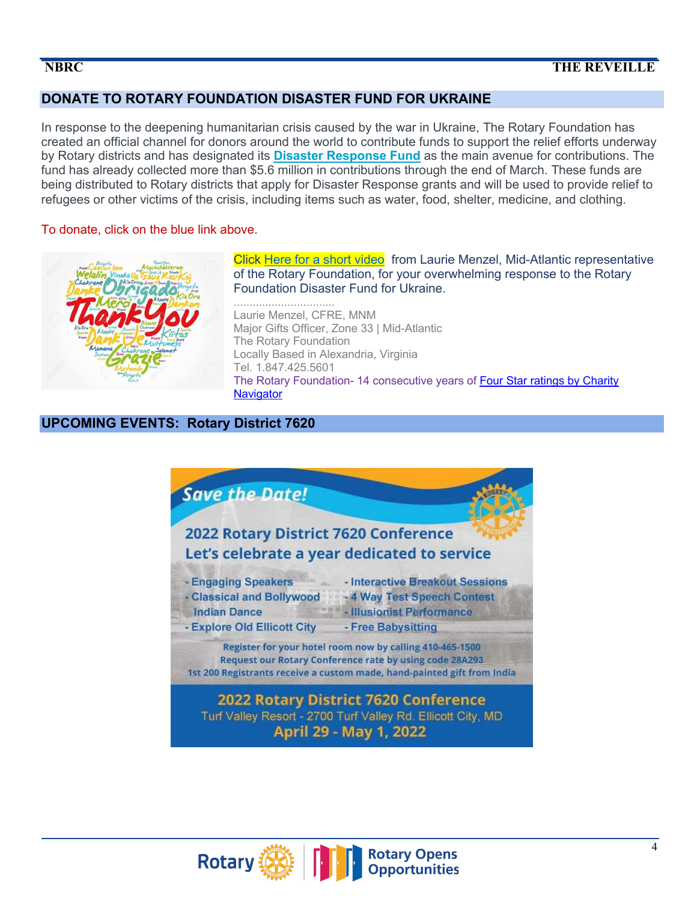## DONATE TO ROTARY FOUNDATION DISASTER FUND FOR UKRAINE

In response to the deepening humanitarian crisis caused by the war in Ukraine, The Rotary Foundation has created an official channel for donors around the world to contribute funds to support the relief efforts underway by Rotary districts and has designated its **Disaster Response Fund** as the main avenue for contributions. The fund has already collected more than $5.6 million in contributions through the end of March. These funds are being distributed to Rotary districts that apply for Disaster Response grants and will be used to provide relief to refugees or other victims of the crisis, including items such as water, food, shelter, medicine, and clothing.

To donate, click on the blue link above.

Click Here for a short video from Laurie Menzel, Mid-Atlantic representative of the Rotary Foundation, for your overwhelming response to the Rotary Foundation Disaster Fund for Ukraine.

...............................

Laurie Menzel, CFRE, MNM
Major Gifts Officer, Zone 33 | Mid-Atlantic
The Rotary Foundation
Locally Based in Alexandria, Virginia
Tel. 1.847.425.5601
The Rotary Foundation- 14 consecutive years of Four Star ratings by Charity Navigator

## UPCOMING EVENTS: Rotary District 7620

*Save the Date!*

**2022 Rotary District 7620 Conference**
**Let's celebrate a year dedicated to service**

- Engaging Speakers
- Classical and Bollywood Indian Dance
- Explore Old Ellicott City
- Interactive Breakout Sessions
- 4 Way Test Speech Contest
- Illusionist Performance
- Free Babysitting

Register for your hotel room now by calling 410-465-1500
Request our Rotary Conference rate by using code 28A293
1st 200 Registrants receive a custom made, hand-painted gift from India

**2022 Rotary District 7620 Conference**
Turf Valley Resort - 2700 Turf Valley Rd. Ellicott City, MD
**April 29 - May 1, 2022**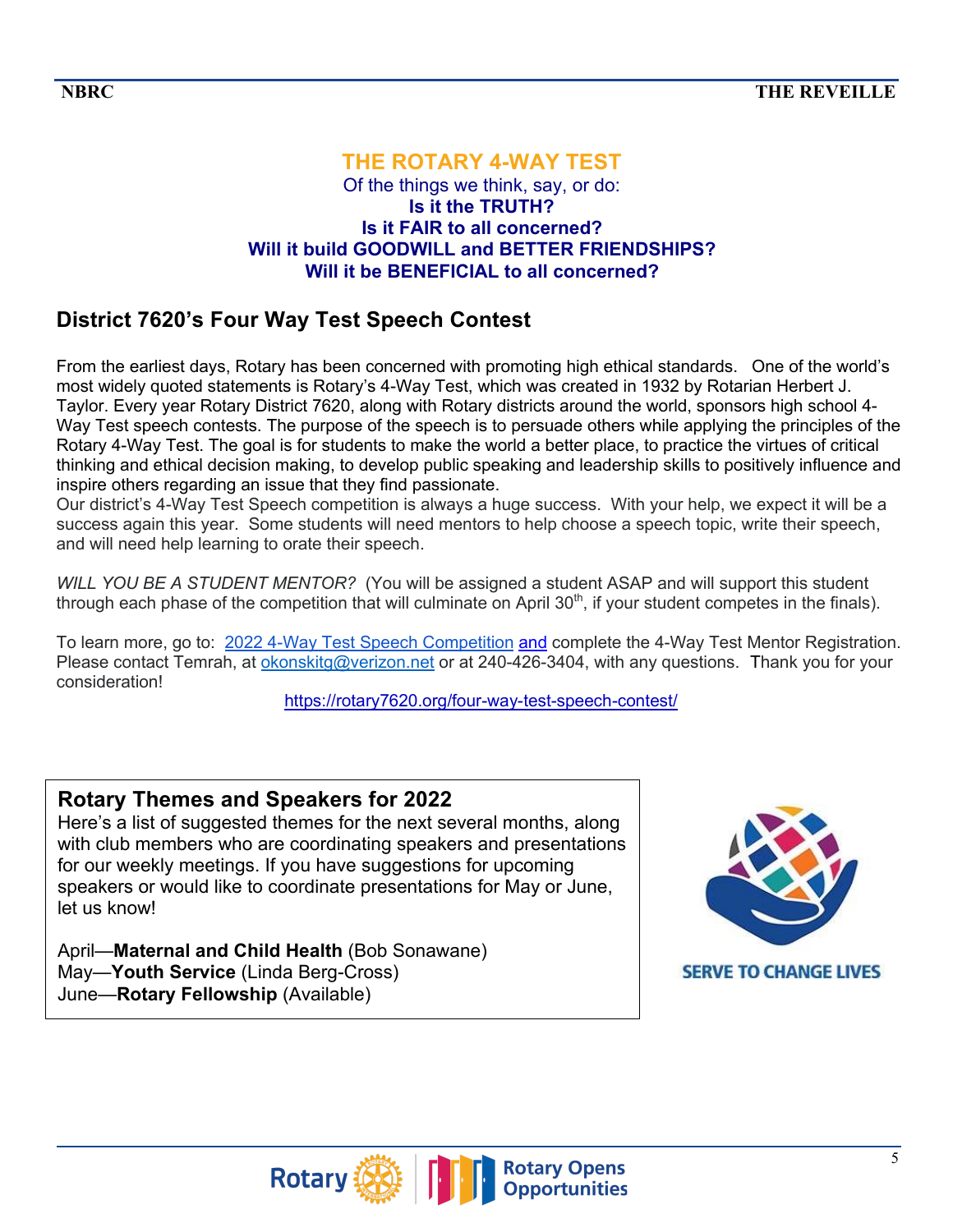## THE ROTARY 4-WAY TEST

Of the things we think, say, or do:

**Is it the TRUTH?**

**Is it FAIR to all concerned?**

**Will it build GOODWILL and BETTER FRIENDSHIPS?**

**Will it be BENEFICIAL to all concerned?**

## District 7620's Four Way Test Speech Contest

From the earliest days, Rotary has been concerned with promoting high ethical standards. One of the world's most widely quoted statements is Rotary's 4-Way Test, which was created in 1932 by Rotarian Herbert J. Taylor. Every year Rotary District 7620, along with Rotary districts around the world, sponsors high school 4-Way Test speech contests. The purpose of the speech is to persuade others while applying the principles of the Rotary 4-Way Test. The goal is for students to make the world a better place, to practice the virtues of critical thinking and ethical decision making, to develop public speaking and leadership skills to positively influence and inspire others regarding an issue that they find passionate.

Our district's 4-Way Test Speech competition is always a huge success. With your help, we expect it will be a success again this year. Some students will need mentors to help choose a speech topic, write their speech, and will need help learning to orate their speech.

*WILL YOU BE A STUDENT MENTOR?* (You will be assigned a student ASAP and will support this student through each phase of the competition that will culminate on April 30th, if your student competes in the finals).

To learn more, go to: 2022 4-Way Test Speech Competition and complete the 4-Way Test Mentor Registration. Please contact Temrah, at okonskitg@verizon.net or at 240-426-3404, with any questions. Thank you for your consideration!

https://rotary7620.org/four-way-test-speech-contest/

### Rotary Themes and Speakers for 2022

Here's a list of suggested themes for the next several months, along with club members who are coordinating speakers and presentations for our weekly meetings. If you have suggestions for upcoming speakers or would like to coordinate presentations for May or June, let us know!

April—**Maternal and Child Health** (Bob Sonawane)
May—**Youth Service** (Linda Berg-Cross)
June—**Rotary Fellowship** (Available)

SERVE TO CHANGE LIVES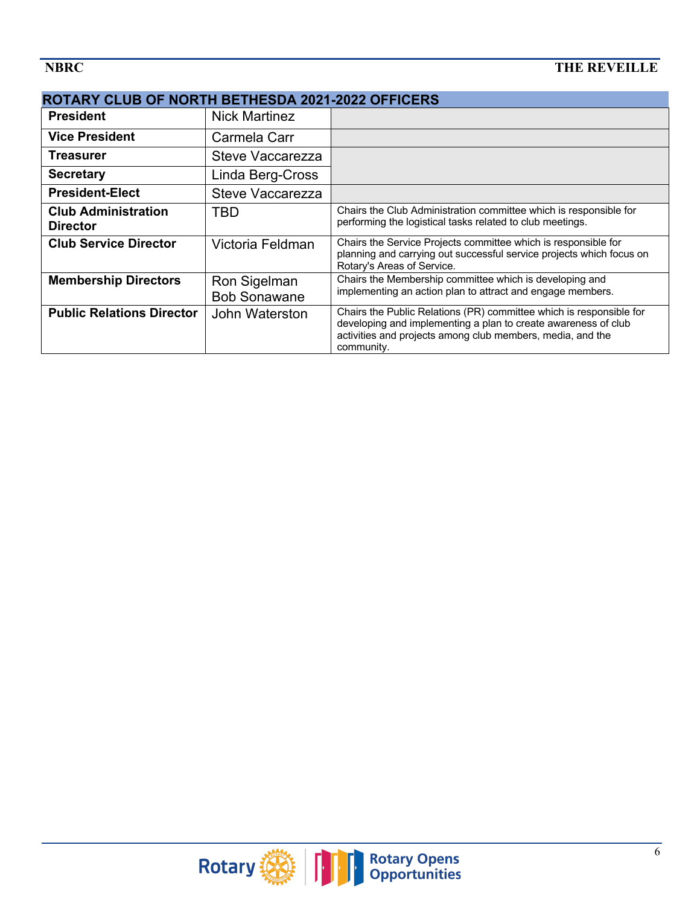## ROTARY CLUB OF NORTH BETHESDA 2021-2022 OFFICERS

| | | |
|---|---|---|
| **President** | Nick Martinez | |
| **Vice President** | Carmela Carr | |
| **Treasurer** | Steve Vaccarezza | |
| **Secretary** | Linda Berg-Cross | |
| **President-Elect** | Steve Vaccarezza | |
| **Club Administration Director** | TBD | Chairs the Club Administration committee which is responsible for performing the logistical tasks related to club meetings. |
| **Club Service Director** | Victoria Feldman | Chairs the Service Projects committee which is responsible for planning and carrying out successful service projects which focus on Rotary's Areas of Service. |
| **Membership Directors** | Ron Sigelman<br>Bob Sonawane | Chairs the Membership committee which is developing and implementing an action plan to attract and engage members. |
| **Public Relations Director** | John Waterston | Chairs the Public Relations (PR) committee which is responsible for developing and implementing a plan to create awareness of club activities and projects among club members, media, and the community. |